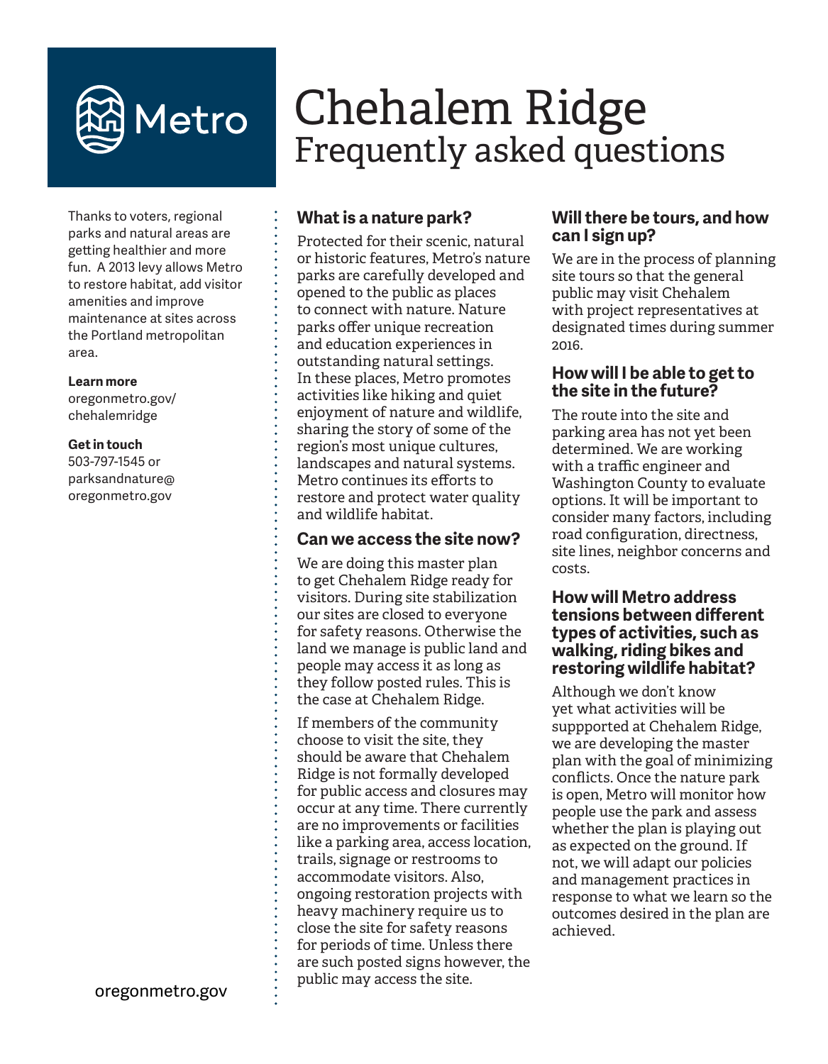Metro

# Chehalem Ridge
## Frequently asked questions

Thanks to voters, regional parks and natural areas are getting healthier and more fun. A 2013 levy allows Metro to restore habitat, add visitor amenities and improve maintenance at sites across the Portland metropolitan area.

**Learn more**
oregonmetro.gov/chehalemridge

**Get in touch**
503-797-1545 or parksandnature@oregonmetro.gov

oregonmetro.gov

### What is a nature park?

Protected for their scenic, natural or historic features, Metro's nature parks are carefully developed and opened to the public as places to connect with nature. Nature parks offer unique recreation and education experiences in outstanding natural settings. In these places, Metro promotes activities like hiking and quiet enjoyment of nature and wildlife, sharing the story of some of the region's most unique cultures, landscapes and natural systems. Metro continues its efforts to restore and protect water quality and wildlife habitat.

### Can we access the site now?

We are doing this master plan to get Chehalem Ridge ready for visitors. During site stabilization our sites are closed to everyone for safety reasons. Otherwise the land we manage is public land and people may access it as long as they follow posted rules. This is the case at Chehalem Ridge.

If members of the community choose to visit the site, they should be aware that Chehalem Ridge is not formally developed for public access and closures may occur at any time. There currently are no improvements or facilities like a parking area, access location, trails, signage or restrooms to accommodate visitors. Also, ongoing restoration projects with heavy machinery require us to close the site for safety reasons for periods of time. Unless there are such posted signs however, the public may access the site.

### Will there be tours, and how can I sign up?

We are in the process of planning site tours so that the general public may visit Chehalem with project representatives at designated times during summer 2016.

### How will I be able to get to the site in the future?

The route into the site and parking area has not yet been determined. We are working with a traffic engineer and Washington County to evaluate options. It will be important to consider many factors, including road configuration, directness, site lines, neighbor concerns and costs.

### How will Metro address tensions between different types of activities, such as walking, riding bikes and restoring wildlife habitat?

Although we don't know yet what activities will be suppported at Chehalem Ridge, we are developing the master plan with the goal of minimizing conflicts. Once the nature park is open, Metro will monitor how people use the park and assess whether the plan is playing out as expected on the ground. If not, we will adapt our policies and management practices in response to what we learn so the outcomes desired in the plan are achieved.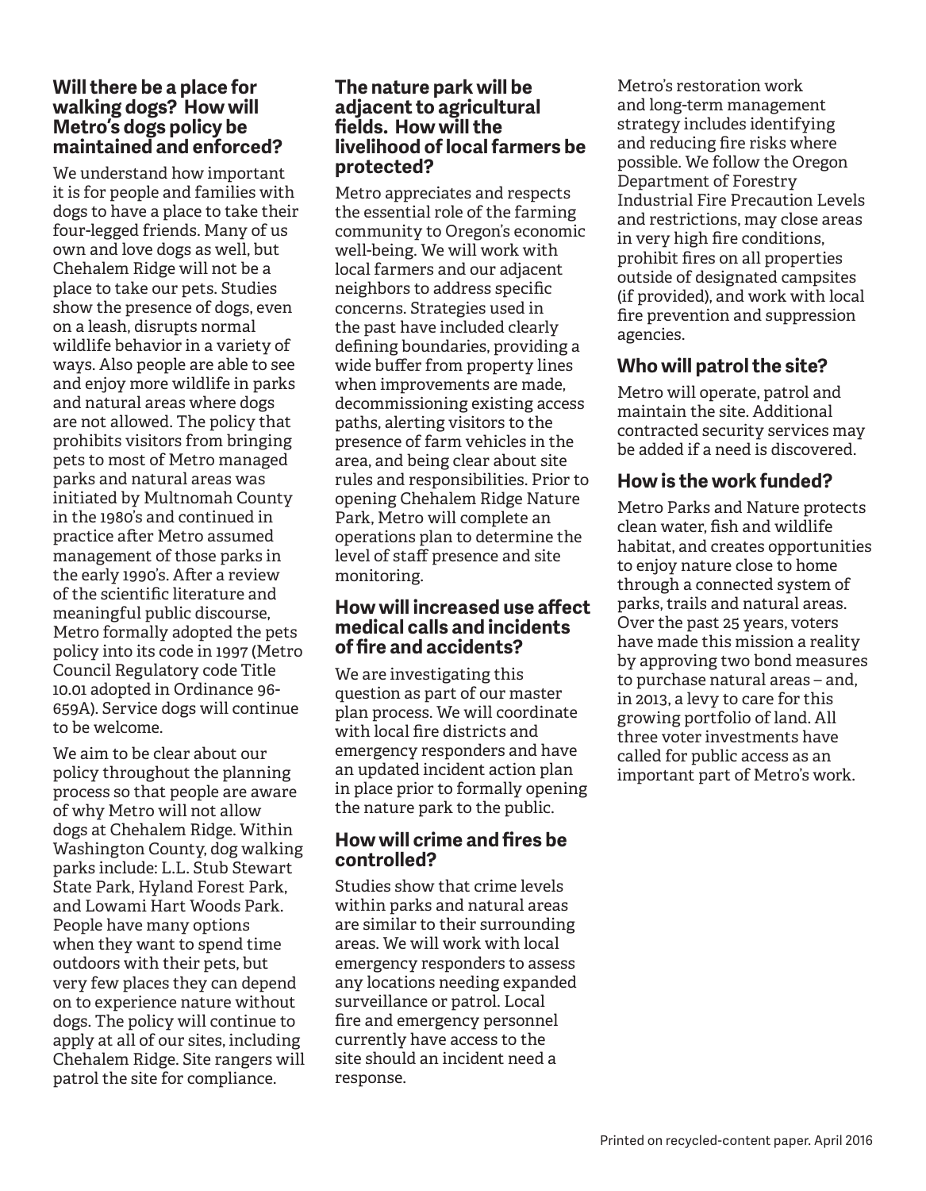## Will there be a place for walking dogs? How will Metro's dogs policy be maintained and enforced?

We understand how important it is for people and families with dogs to have a place to take their four-legged friends. Many of us own and love dogs as well, but Chehalem Ridge will not be a place to take our pets. Studies show the presence of dogs, even on a leash, disrupts normal wildlife behavior in a variety of ways. Also people are able to see and enjoy more wildlife in parks and natural areas where dogs are not allowed. The policy that prohibits visitors from bringing pets to most of Metro managed parks and natural areas was initiated by Multnomah County in the 1980's and continued in practice after Metro assumed management of those parks in the early 1990's. After a review of the scientific literature and meaningful public discourse, Metro formally adopted the pets policy into its code in 1997 (Metro Council Regulatory code Title 10.01 adopted in Ordinance 96-659A). Service dogs will continue to be welcome.

We aim to be clear about our policy throughout the planning process so that people are aware of why Metro will not allow dogs at Chehalem Ridge. Within Washington County, dog walking parks include: L.L. Stub Stewart State Park, Hyland Forest Park, and Lowami Hart Woods Park. People have many options when they want to spend time outdoors with their pets, but very few places they can depend on to experience nature without dogs. The policy will continue to apply at all of our sites, including Chehalem Ridge. Site rangers will patrol the site for compliance.

## The nature park will be adjacent to agricultural fields. How will the livelihood of local farmers be protected?

Metro appreciates and respects the essential role of the farming community to Oregon's economic well-being. We will work with local farmers and our adjacent neighbors to address specific concerns. Strategies used in the past have included clearly defining boundaries, providing a wide buffer from property lines when improvements are made, decommissioning existing access paths, alerting visitors to the presence of farm vehicles in the area, and being clear about site rules and responsibilities. Prior to opening Chehalem Ridge Nature Park, Metro will complete an operations plan to determine the level of staff presence and site monitoring.

## How will increased use affect medical calls and incidents of fire and accidents?

We are investigating this question as part of our master plan process. We will coordinate with local fire districts and emergency responders and have an updated incident action plan in place prior to formally opening the nature park to the public.

## How will crime and fires be controlled?

Studies show that crime levels within parks and natural areas are similar to their surrounding areas. We will work with local emergency responders to assess any locations needing expanded surveillance or patrol. Local fire and emergency personnel currently have access to the site should an incident need a response.

Metro's restoration work and long-term management strategy includes identifying and reducing fire risks where possible. We follow the Oregon Department of Forestry Industrial Fire Precaution Levels and restrictions, may close areas in very high fire conditions, prohibit fires on all properties outside of designated campsites (if provided), and work with local fire prevention and suppression agencies.

## Who will patrol the site?

Metro will operate, patrol and maintain the site. Additional contracted security services may be added if a need is discovered.

## How is the work funded?

Metro Parks and Nature protects clean water, fish and wildlife habitat, and creates opportunities to enjoy nature close to home through a connected system of parks, trails and natural areas. Over the past 25 years, voters have made this mission a reality by approving two bond measures to purchase natural areas – and, in 2013, a levy to care for this growing portfolio of land. All three voter investments have called for public access as an important part of Metro's work.

Printed on recycled-content paper. April 2016